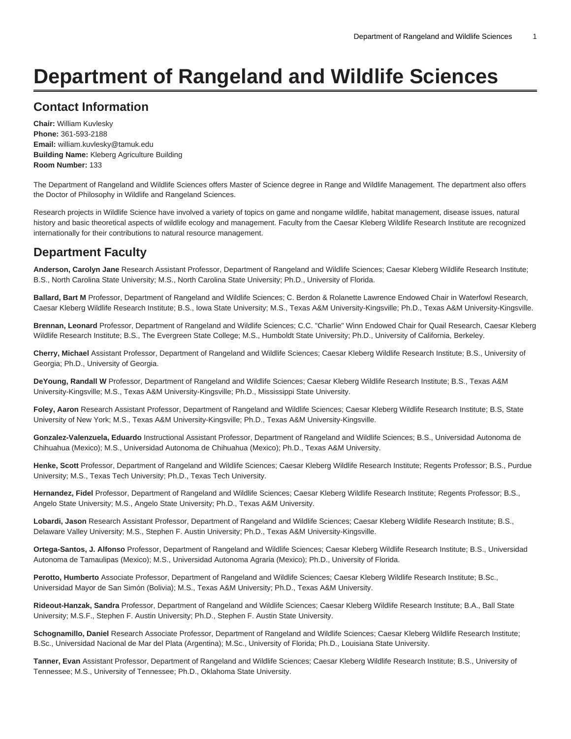# Department of Rangeland and Wildlife Sciences

## Contact Information

**Chair:** William Kuvlesky
**Phone:** 361-593-2188
**Email:** william.kuvlesky@tamuk.edu
**Building Name:** Kleberg Agriculture Building
**Room Number:** 133

The Department of Rangeland and Wildlife Sciences offers Master of Science degree in Range and Wildlife Management. The department also offers the Doctor of Philosophy in Wildlife and Rangeland Sciences.

Research projects in Wildlife Science have involved a variety of topics on game and nongame wildlife, habitat management, disease issues, natural history and basic theoretical aspects of wildlife ecology and management. Faculty from the Caesar Kleberg Wildlife Research Institute are recognized internationally for their contributions to natural resource management.

## Department Faculty

**Anderson, Carolyn Jane** Research Assistant Professor, Department of Rangeland and Wildlife Sciences; Caesar Kleberg Wildlife Research Institute; B.S., North Carolina State University; M.S., North Carolina State University; Ph.D., University of Florida.

**Ballard, Bart M** Professor, Department of Rangeland and Wildlife Sciences; C. Berdon & Rolanette Lawrence Endowed Chair in Waterfowl Research, Caesar Kleberg Wildlife Research Institute; B.S., Iowa State University; M.S., Texas A&M University-Kingsville; Ph.D., Texas A&M University-Kingsville.

**Brennan, Leonard** Professor, Department of Rangeland and Wildlife Sciences; C.C. "Charlie" Winn Endowed Chair for Quail Research, Caesar Kleberg Wildlife Research Institute; B.S., The Evergreen State College; M.S., Humboldt State University; Ph.D., University of California, Berkeley.

**Cherry, Michael** Assistant Professor, Department of Rangeland and Wildlife Sciences; Caesar Kleberg Wildlife Research Institute; B.S., University of Georgia; Ph.D., University of Georgia.

**DeYoung, Randall W** Professor, Department of Rangeland and Wildlife Sciences; Caesar Kleberg Wildlife Research Institute; B.S., Texas A&M University-Kingsville; M.S., Texas A&M University-Kingsville; Ph.D., Mississippi State University.

**Foley, Aaron** Research Assistant Professor, Department of Rangeland and Wildlife Sciences; Caesar Kleberg Wildlife Research Institute; B.S, State University of New York; M.S., Texas A&M University-Kingsville; Ph.D., Texas A&M University-Kingsville.

**Gonzalez-Valenzuela, Eduardo** Instructional Assistant Professor, Department of Rangeland and Wildlife Sciences; B.S., Universidad Autonoma de Chihuahua (Mexico); M.S., Universidad Autonoma de Chihuahua (Mexico); Ph.D., Texas A&M University.

**Henke, Scott** Professor, Department of Rangeland and Wildlife Sciences; Caesar Kleberg Wildlife Research Institute; Regents Professor; B.S., Purdue University; M.S., Texas Tech University; Ph.D., Texas Tech University.

**Hernandez, Fidel** Professor, Department of Rangeland and Wildlife Sciences; Caesar Kleberg Wildlife Research Institute; Regents Professor; B.S., Angelo State University; M.S., Angelo State University; Ph.D., Texas A&M University.

**Lobardi, Jason** Research Assistant Professor, Department of Rangeland and Wildlife Sciences; Caesar Kleberg Wildlife Research Institute; B.S., Delaware Valley University; M.S., Stephen F. Austin University; Ph.D., Texas A&M University-Kingsville.

**Ortega-Santos, J. Alfonso** Professor, Department of Rangeland and Wildlife Sciences; Caesar Kleberg Wildlife Research Institute; B.S., Universidad Autonoma de Tamaulipas (Mexico); M.S., Universidad Autonoma Agraria (Mexico); Ph.D., University of Florida.

**Perotto, Humberto** Associate Professor, Department of Rangeland and Wildlife Sciences; Caesar Kleberg Wildlife Research Institute; B.Sc., Universidad Mayor de San Simón (Bolivia); M.S., Texas A&M University; Ph.D., Texas A&M University.

**Rideout-Hanzak, Sandra** Professor, Department of Rangeland and Wildlife Sciences; Caesar Kleberg Wildlife Research Institute; B.A., Ball State University; M.S.F., Stephen F. Austin University; Ph.D., Stephen F. Austin State University.

**Schognamillo, Daniel** Research Associate Professor, Department of Rangeland and Wildlife Sciences; Caesar Kleberg Wildlife Research Institute; B.Sc., Universidad Nacional de Mar del Plata (Argentina); M.Sc., University of Florida; Ph.D., Louisiana State University.

**Tanner, Evan** Assistant Professor, Department of Rangeland and Wildlife Sciences; Caesar Kleberg Wildlife Research Institute; B.S., University of Tennessee; M.S., University of Tennessee; Ph.D., Oklahoma State University.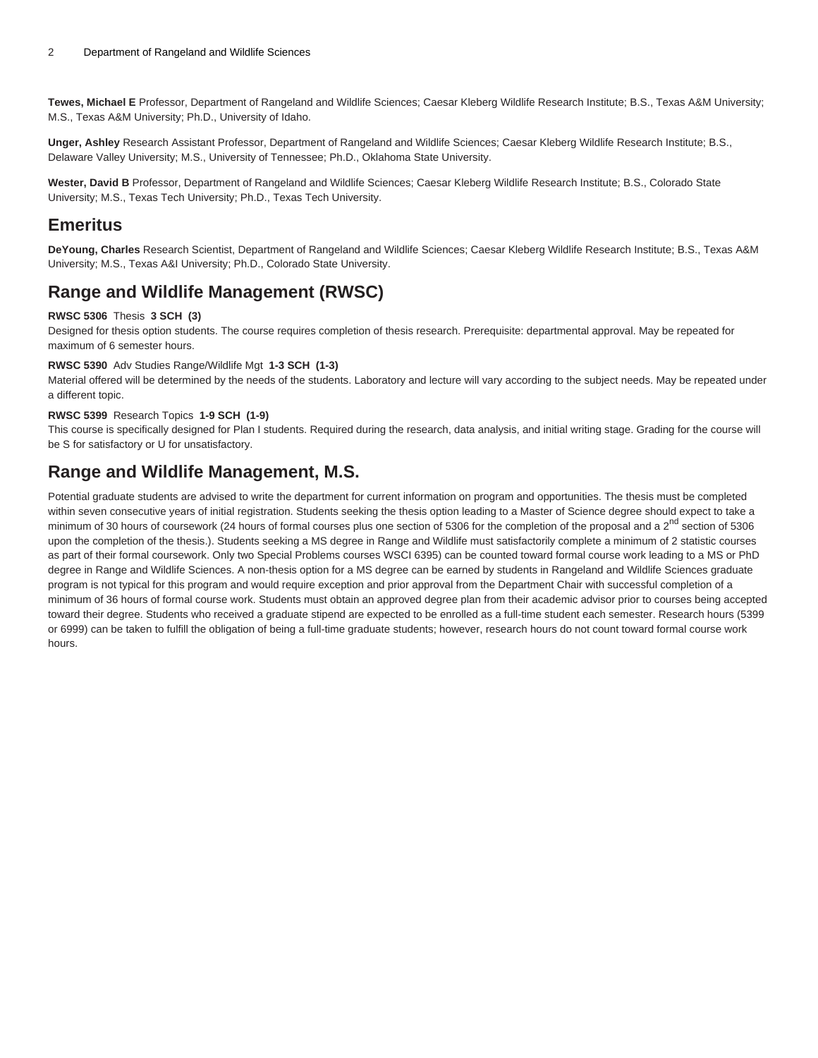**Tewes, Michael E** Professor, Department of Rangeland and Wildlife Sciences; Caesar Kleberg Wildlife Research Institute; B.S., Texas A&M University; M.S., Texas A&M University; Ph.D., University of Idaho.

**Unger, Ashley** Research Assistant Professor, Department of Rangeland and Wildlife Sciences; Caesar Kleberg Wildlife Research Institute; B.S., Delaware Valley University; M.S., University of Tennessee; Ph.D., Oklahoma State University.

**Wester, David B** Professor, Department of Rangeland and Wildlife Sciences; Caesar Kleberg Wildlife Research Institute; B.S., Colorado State University; M.S., Texas Tech University; Ph.D., Texas Tech University.

## Emeritus

**DeYoung, Charles** Research Scientist, Department of Rangeland and Wildlife Sciences; Caesar Kleberg Wildlife Research Institute; B.S., Texas A&M University; M.S., Texas A&I University; Ph.D., Colorado State University.

## Range and Wildlife Management (RWSC)

**RWSC 5306** Thesis **3 SCH (3)**
Designed for thesis option students. The course requires completion of thesis research. Prerequisite: departmental approval. May be repeated for maximum of 6 semester hours.

**RWSC 5390** Adv Studies Range/Wildlife Mgt **1-3 SCH (1-3)**
Material offered will be determined by the needs of the students. Laboratory and lecture will vary according to the subject needs. May be repeated under a different topic.

**RWSC 5399** Research Topics **1-9 SCH (1-9)**
This course is specifically designed for Plan I students. Required during the research, data analysis, and initial writing stage. Grading for the course will be S for satisfactory or U for unsatisfactory.

## Range and Wildlife Management, M.S.

Potential graduate students are advised to write the department for current information on program and opportunities. The thesis must be completed within seven consecutive years of initial registration. Students seeking the thesis option leading to a Master of Science degree should expect to take a minimum of 30 hours of coursework (24 hours of formal courses plus one section of 5306 for the completion of the proposal and a 2nd section of 5306 upon the completion of the thesis.). Students seeking a MS degree in Range and Wildlife must satisfactorily complete a minimum of 2 statistic courses as part of their formal coursework. Only two Special Problems courses WSCI 6395) can be counted toward formal course work leading to a MS or PhD degree in Range and Wildlife Sciences. A non-thesis option for a MS degree can be earned by students in Rangeland and Wildlife Sciences graduate program is not typical for this program and would require exception and prior approval from the Department Chair with successful completion of a minimum of 36 hours of formal course work. Students must obtain an approved degree plan from their academic advisor prior to courses being accepted toward their degree. Students who received a graduate stipend are expected to be enrolled as a full-time student each semester. Research hours (5399 or 6999) can be taken to fulfill the obligation of being a full-time graduate students; however, research hours do not count toward formal course work hours.